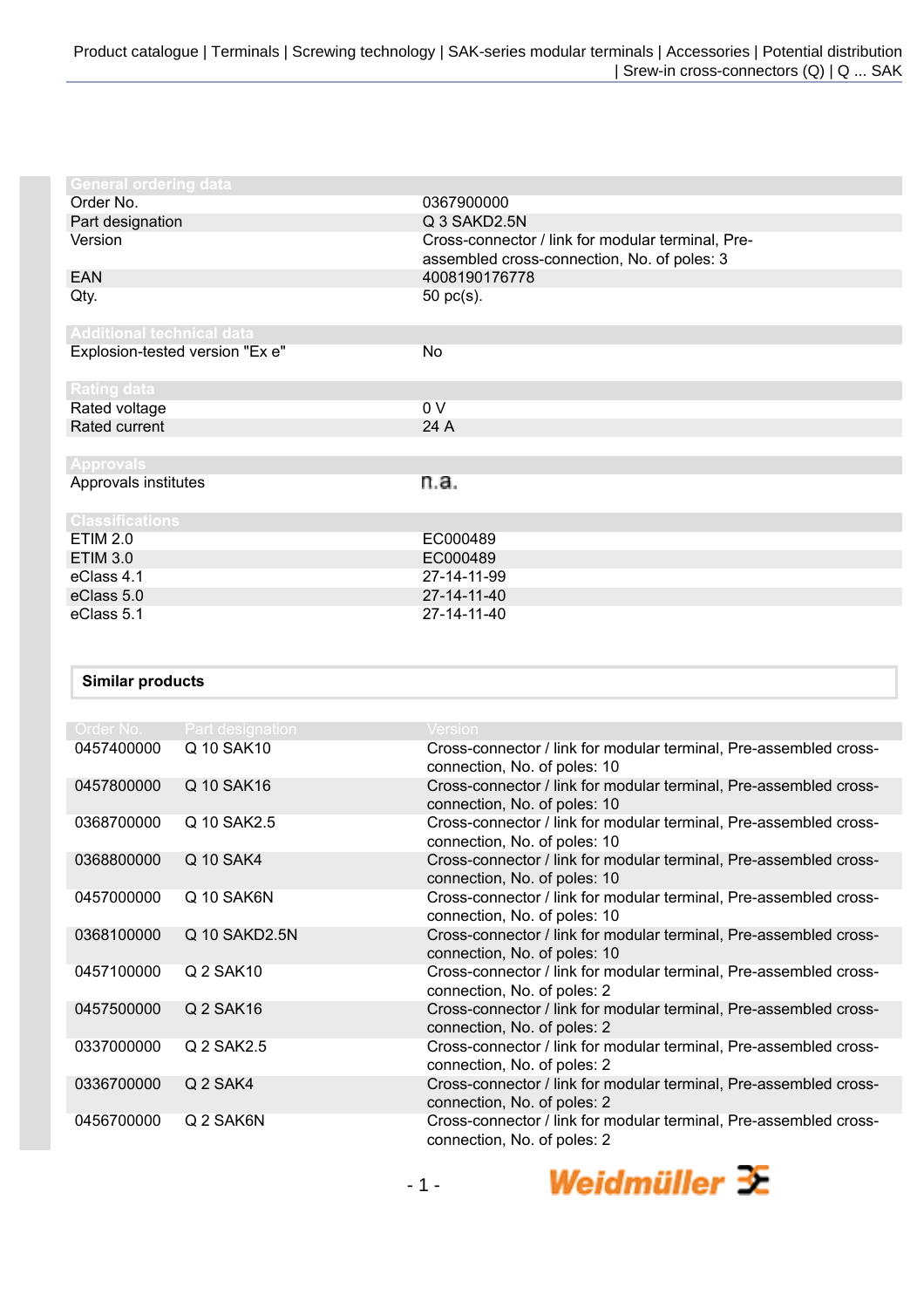## General ordering data

| | |
|---|---|
| Order No. | 0367900000 |
| Part designation | Q 3 SAKD2.5N |
| Version | Cross-connector / link for modular terminal, Pre-assembled cross-connection, No. of poles: 3 |
| EAN | 4008190176778 |
| Qty. | 50 pc(s). |

## Additional technical data

| | |
|---|---|
| Explosion-tested version "Ex e" | No |

## Rating data

| | |
|---|---|
| Rated voltage | 0 V |
| Rated current | 24 A |

## Approvals

| | |
|---|---|
| Approvals institutes | n.a. |

## Classifications

| | |
|---|---|
| ETIM 2.0 | EC000489 |
| ETIM 3.0 | EC000489 |
| eClass 4.1 | 27-14-11-99 |
| eClass 5.0 | 27-14-11-40 |
| eClass 5.1 | 27-14-11-40 |

## Similar products

| Order No. | Part designation | Version |
|---|---|---|
| 0457400000 | Q 10 SAK10 | Cross-connector / link for modular terminal, Pre-assembled cross-connection, No. of poles: 10 |
| 0457800000 | Q 10 SAK16 | Cross-connector / link for modular terminal, Pre-assembled cross-connection, No. of poles: 10 |
| 0368700000 | Q 10 SAK2.5 | Cross-connector / link for modular terminal, Pre-assembled cross-connection, No. of poles: 10 |
| 0368800000 | Q 10 SAK4 | Cross-connector / link for modular terminal, Pre-assembled cross-connection, No. of poles: 10 |
| 0457000000 | Q 10 SAK6N | Cross-connector / link for modular terminal, Pre-assembled cross-connection, No. of poles: 10 |
| 0368100000 | Q 10 SAKD2.5N | Cross-connector / link for modular terminal, Pre-assembled cross-connection, No. of poles: 10 |
| 0457100000 | Q 2 SAK10 | Cross-connector / link for modular terminal, Pre-assembled cross-connection, No. of poles: 2 |
| 0457500000 | Q 2 SAK16 | Cross-connector / link for modular terminal, Pre-assembled cross-connection, No. of poles: 2 |
| 0337000000 | Q 2 SAK2.5 | Cross-connector / link for modular terminal, Pre-assembled cross-connection, No. of poles: 2 |
| 0336700000 | Q 2 SAK4 | Cross-connector / link for modular terminal, Pre-assembled cross-connection, No. of poles: 2 |
| 0456700000 | Q 2 SAK6N | Cross-connector / link for modular terminal, Pre-assembled cross-connection, No. of poles: 2 |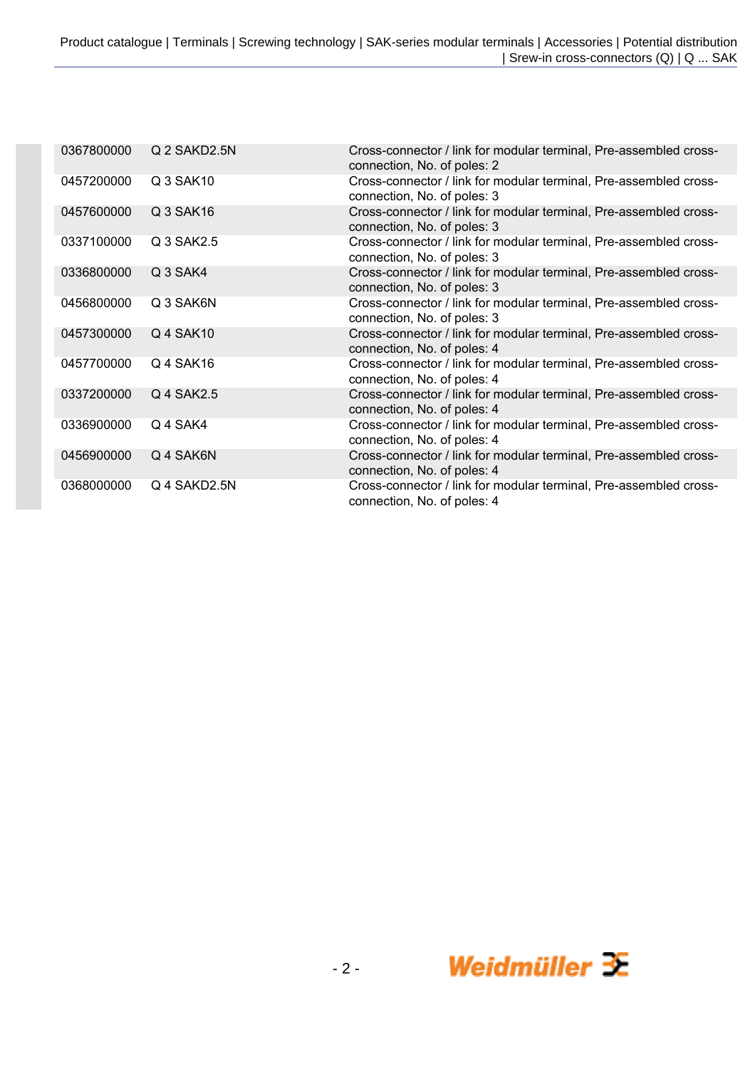| | | |
|---|---|---|
| 0367800000 | Q 2 SAKD2.5N | Cross-connector / link for modular terminal, Pre-assembled cross-connection, No. of poles: 2 |
| 0457200000 | Q 3 SAK10 | Cross-connector / link for modular terminal, Pre-assembled cross-connection, No. of poles: 3 |
| 0457600000 | Q 3 SAK16 | Cross-connector / link for modular terminal, Pre-assembled cross-connection, No. of poles: 3 |
| 0337100000 | Q 3 SAK2.5 | Cross-connector / link for modular terminal, Pre-assembled cross-connection, No. of poles: 3 |
| 0336800000 | Q 3 SAK4 | Cross-connector / link for modular terminal, Pre-assembled cross-connection, No. of poles: 3 |
| 0456800000 | Q 3 SAK6N | Cross-connector / link for modular terminal, Pre-assembled cross-connection, No. of poles: 3 |
| 0457300000 | Q 4 SAK10 | Cross-connector / link for modular terminal, Pre-assembled cross-connection, No. of poles: 4 |
| 0457700000 | Q 4 SAK16 | Cross-connector / link for modular terminal, Pre-assembled cross-connection, No. of poles: 4 |
| 0337200000 | Q 4 SAK2.5 | Cross-connector / link for modular terminal, Pre-assembled cross-connection, No. of poles: 4 |
| 0336900000 | Q 4 SAK4 | Cross-connector / link for modular terminal, Pre-assembled cross-connection, No. of poles: 4 |
| 0456900000 | Q 4 SAK6N | Cross-connector / link for modular terminal, Pre-assembled cross-connection, No. of poles: 4 |
| 0368000000 | Q 4 SAKD2.5N | Cross-connector / link for modular terminal, Pre-assembled cross-connection, No. of poles: 4 |